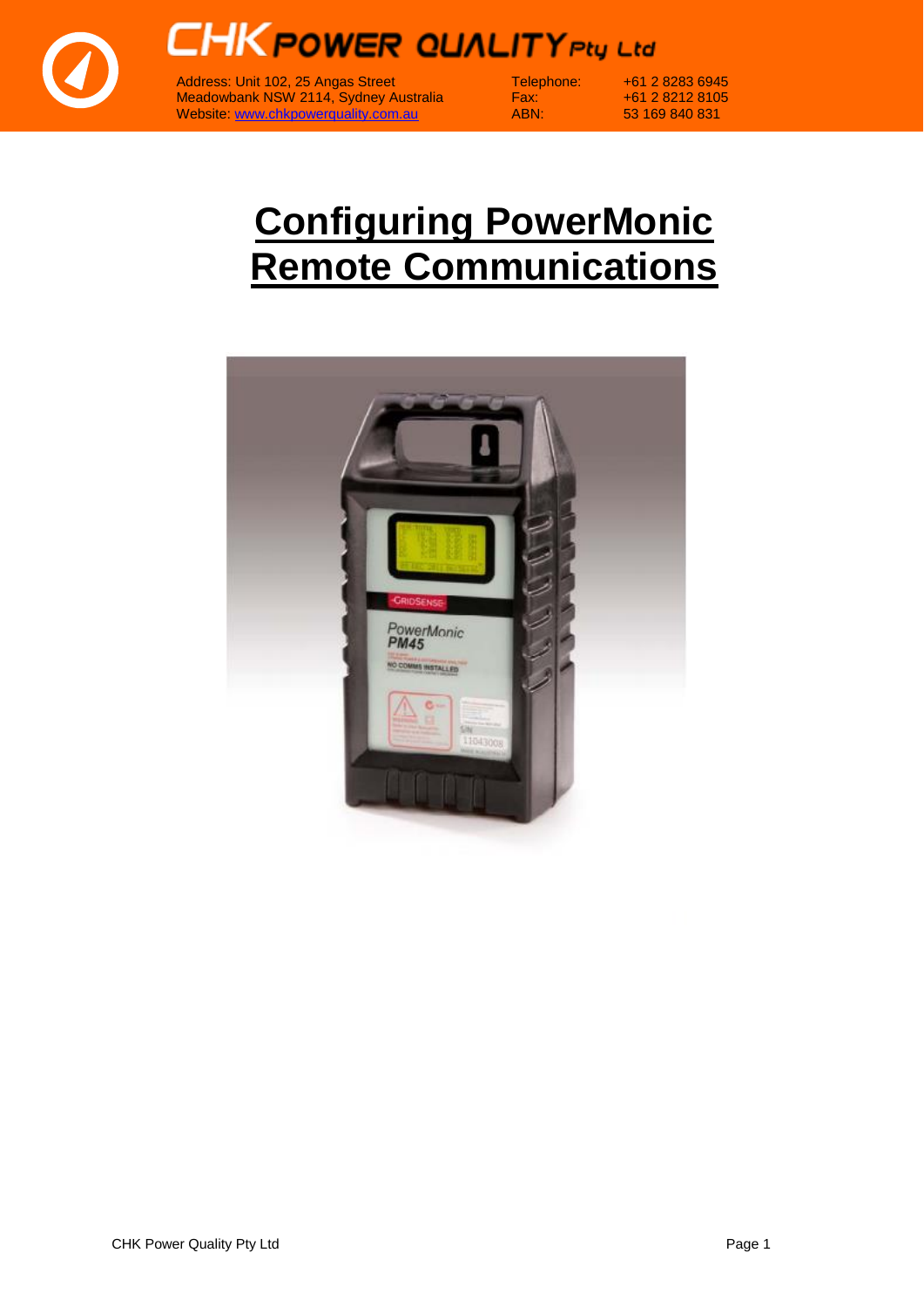# CHK POWER QUALITY Pty Ltd

Address: Unit 102, 25 Angas Street
Meadowbank NSW 2114, Sydney Australia
Website: www.chkpowerquality.com.au

Telephone: +61 2 8283 6945
Fax: +61 2 8212 8105
ABN: 53 169 840 831

# Configuring PowerMonic Remote Communications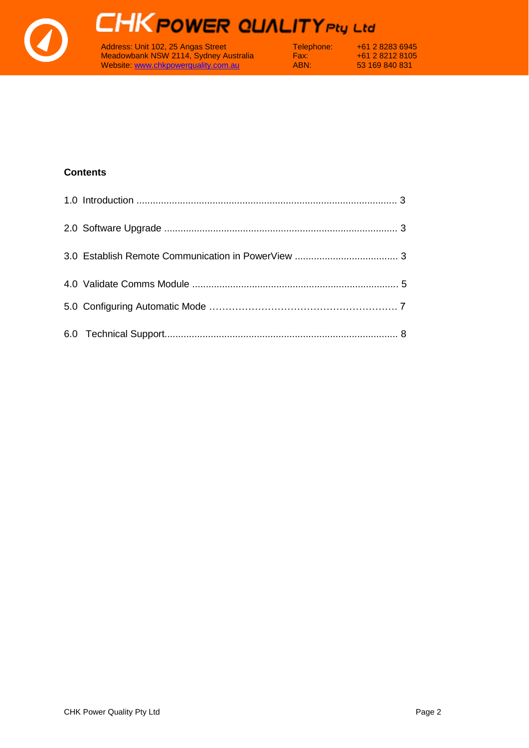**Contents**

1.0 Introduction ................................................................................................ 3

2.0 Software Upgrade ...................................................................................... 3

3.0 Establish Remote Communication in PowerView ...................................... 3

4.0 Validate Comms Module ............................................................................ 5

5.0 Configuring Automatic Mode ………………………………………………….. 7

6.0 Technical Support...................................................................................... 8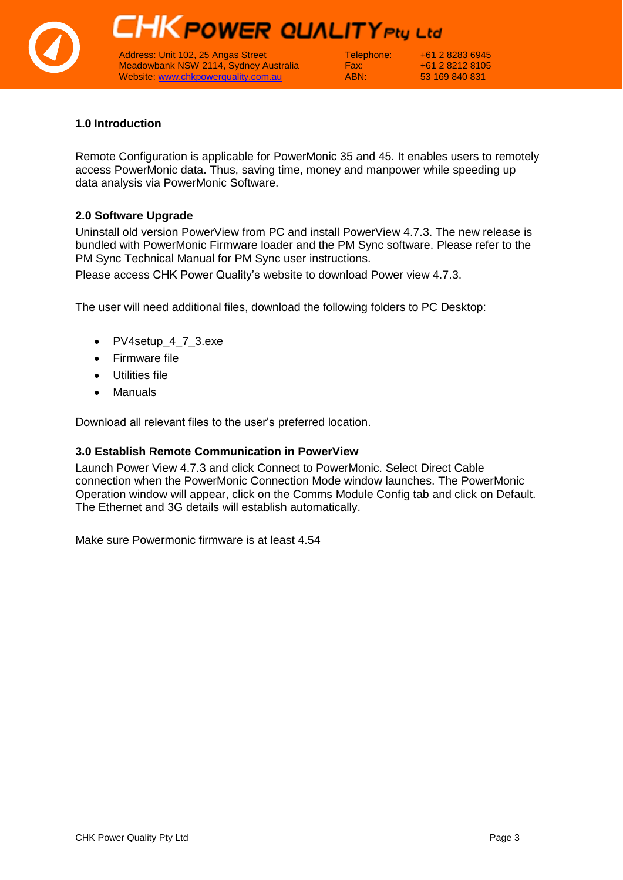## 1.0 Introduction

Remote Configuration is applicable for PowerMonic 35 and 45. It enables users to remotely access PowerMonic data. Thus, saving time, money and manpower while speeding up data analysis via PowerMonic Software.

## 2.0 Software Upgrade

Uninstall old version PowerView from PC and install PowerView 4.7.3. The new release is bundled with PowerMonic Firmware loader and the PM Sync software. Please refer to the PM Sync Technical Manual for PM Sync user instructions.

Please access CHK Power Quality's website to download Power view 4.7.3.

The user will need additional files, download the following folders to PC Desktop:

- PV4setup_4_7_3.exe
- Firmware file
- Utilities file
- Manuals

Download all relevant files to the user's preferred location.

## 3.0 Establish Remote Communication in PowerView

Launch Power View 4.7.3 and click Connect to PowerMonic. Select Direct Cable connection when the PowerMonic Connection Mode window launches. The PowerMonic Operation window will appear, click on the Comms Module Config tab and click on Default. The Ethernet and 3G details will establish automatically.

Make sure Powermonic firmware is at least 4.54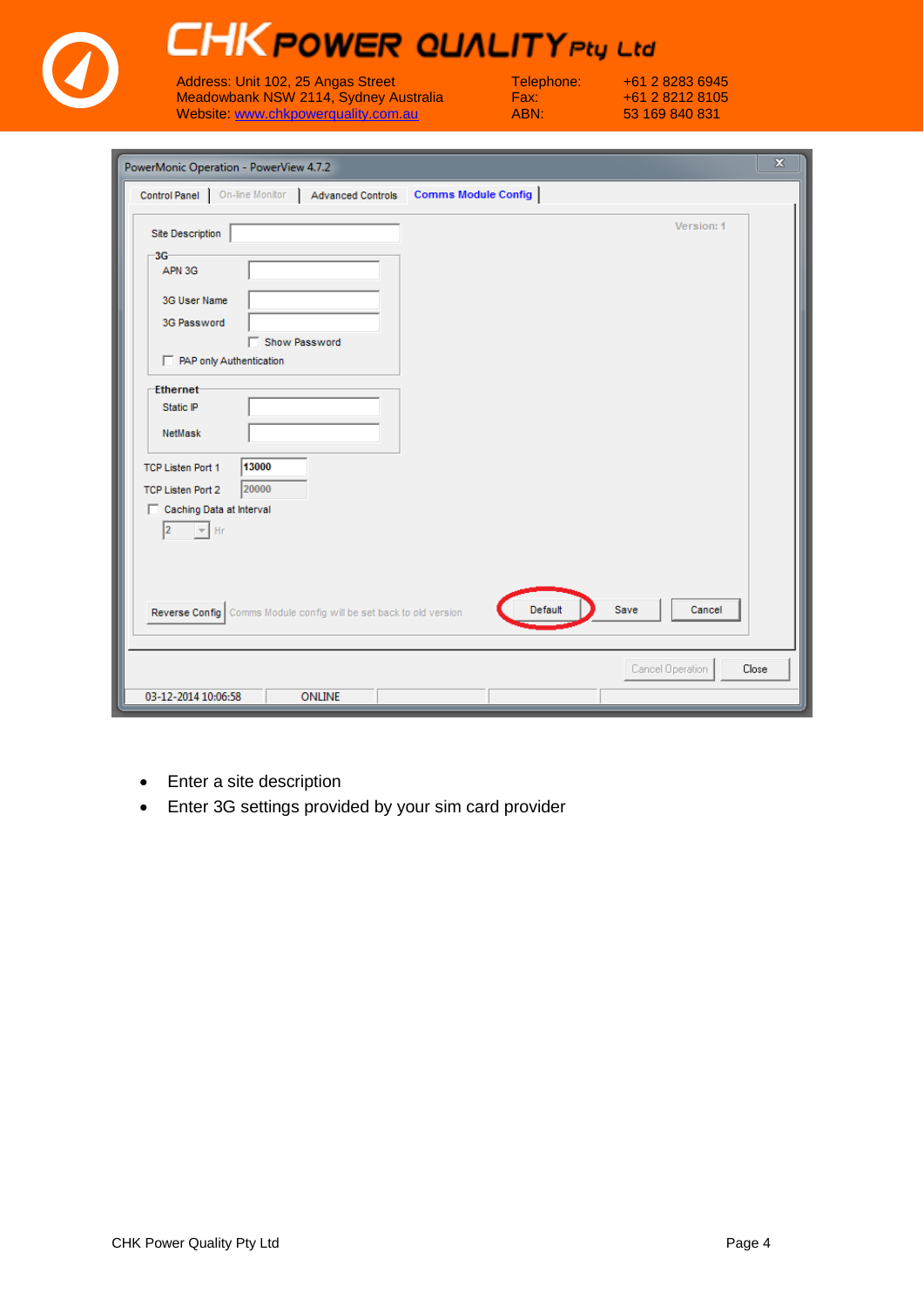PowerMonic Operation - PowerView 4.7.2

Control Panel | On-line Monitor | Advanced Controls | Comms Module Config

Version: 1

Site Description

3G

APN 3G

3G User Name

3G Password

Show Password

PAP only Authentication

Ethernet

Static IP

NetMask

TCP Listen Port 1 13000

TCP Listen Port 2 20000

Caching Data at Interval

2 Hr

Reverse Config Comms Module config will be set back to old version

Default Save Cancel

Cancel Operation Close

03-12-2014 10:06:58 ONLINE

- Enter a site description
- Enter 3G settings provided by your sim card provider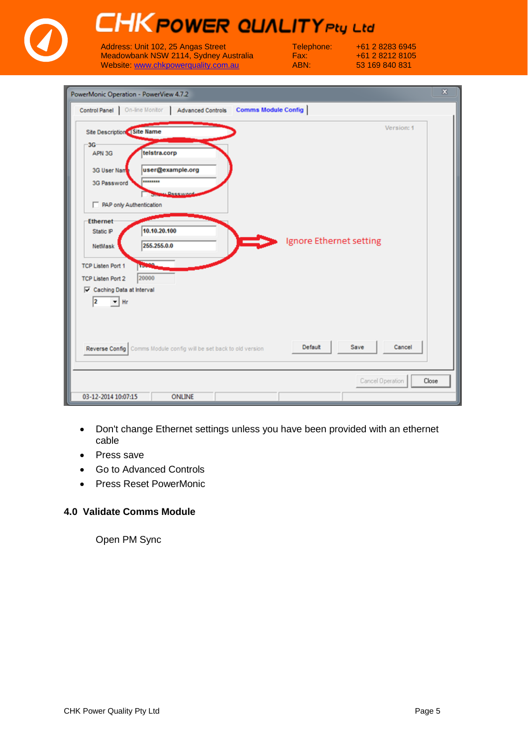- Don't change Ethernet settings unless you have been provided with an ethernet cable
- Press save
- Go to Advanced Controls
- Press Reset PowerMonic

## 4.0 Validate Comms Module

Open PM Sync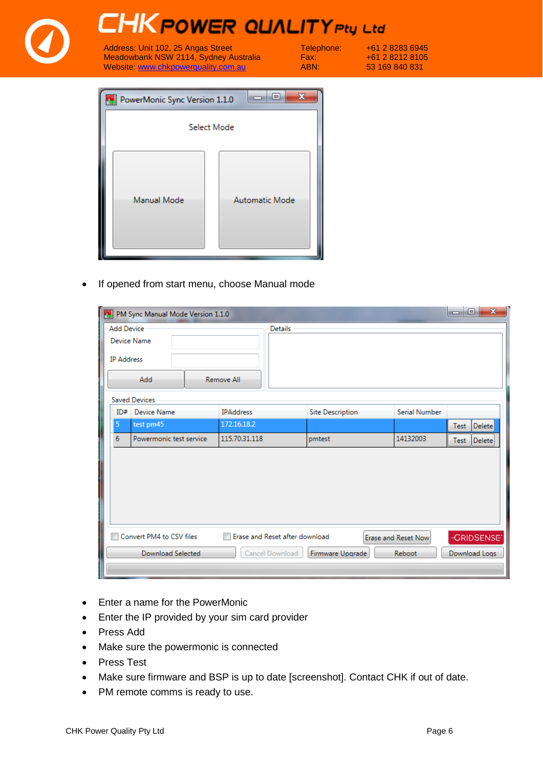- If opened from start menu, choose Manual mode

- Enter a name for the PowerMonic
- Enter the IP provided by your sim card provider
- Press Add
- Make sure the powermonic is connected
- Press Test
- Make sure firmware and BSP is up to date [screenshot]. Contact CHK if out of date.
- PM remote comms is ready to use.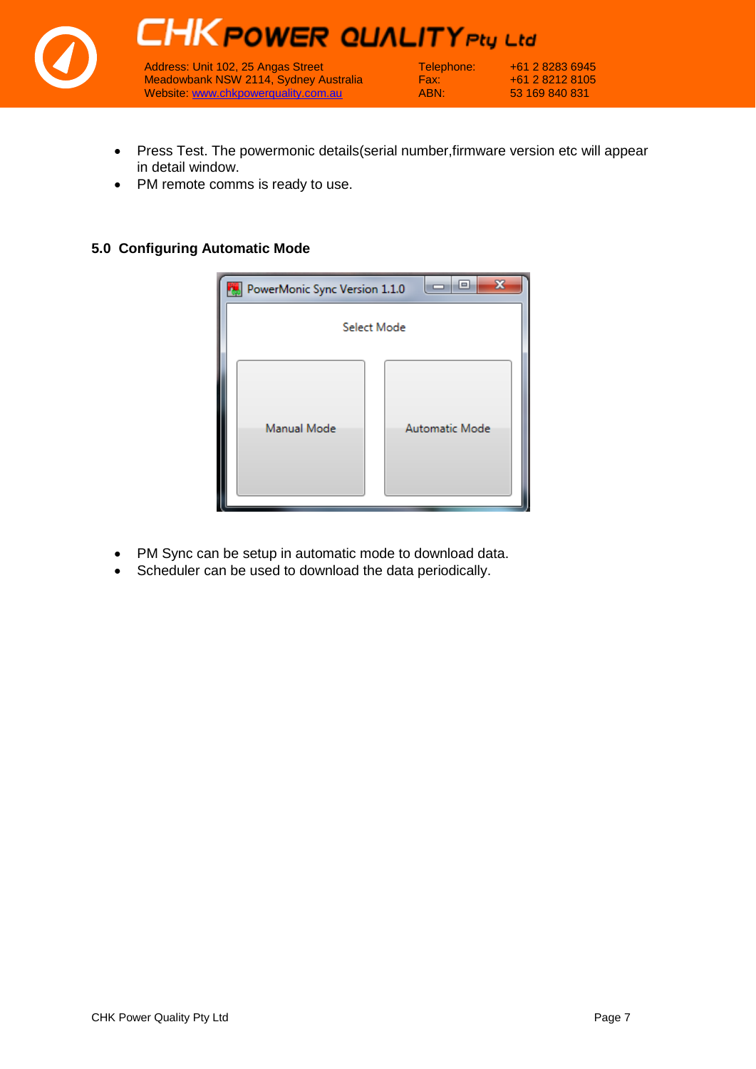- Press Test. The powermonic details(serial number,firmware version etc will appear in detail window.
- PM remote comms is ready to use.

## 5.0 Configuring Automatic Mode

- PM Sync can be setup in automatic mode to download data.
- Scheduler can be used to download the data periodically.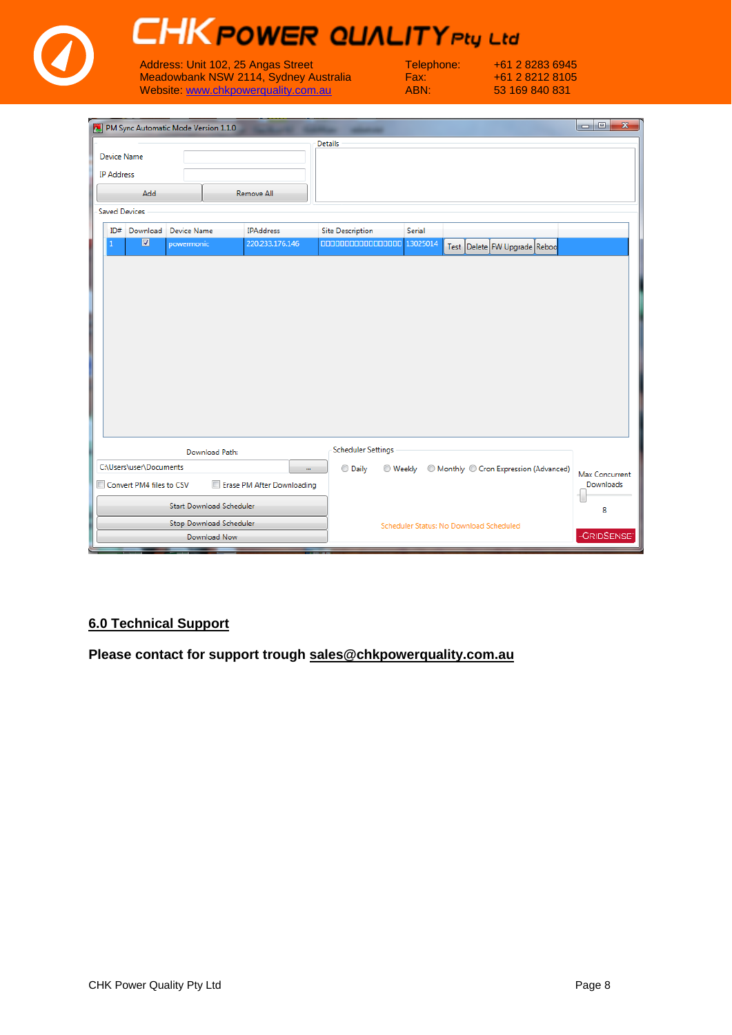## 6.0 Technical Support

**Please contact for support trough sales@chkpowerquality.com.au**